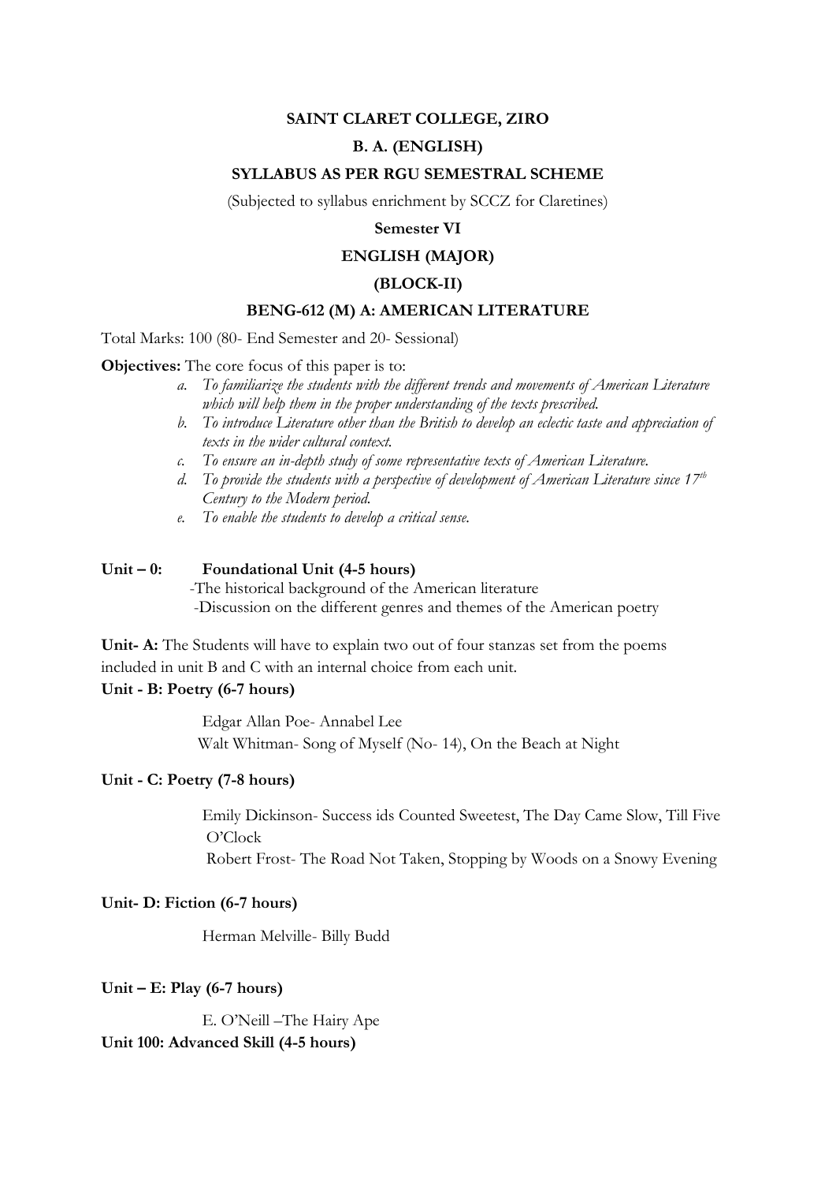**SAINT CLARET COLLEGE, ZIRO**

**B. A. (ENGLISH)**

**SYLLABUS AS PER RGU SEMESTRAL SCHEME**

(Subjected to syllabus enrichment by SCCZ for Claretines)

**Semester VI**

**ENGLISH (MAJOR)**

**(BLOCK-II)**

**BENG-612 (M) A: AMERICAN LITERATURE**

Total Marks: 100 (80- End Semester and 20- Sessional)

**Objectives:** The core focus of this paper is to:

a. *To familiarize the students with the different trends and movements of American Literature which will help them in the proper understanding of the texts prescribed.*
b. *To introduce Literature other than the British to develop an eclectic taste and appreciation of texts in the wider cultural context.*
c. *To ensure an in-depth study of some representative texts of American Literature.*
d. *To provide the students with a perspective of development of American Literature since 17th Century to the Modern period.*
e. *To enable the students to develop a critical sense.*

**Unit – 0: Foundational Unit (4-5 hours)**

-The historical background of the American literature

-Discussion on the different genres and themes of the American poetry

**Unit- A:** The Students will have to explain two out of four stanzas set from the poems included in unit B and C with an internal choice from each unit.

**Unit - B: Poetry (6-7 hours)**

Edgar Allan Poe- Annabel Lee

Walt Whitman- Song of Myself (No- 14), On the Beach at Night

**Unit - C: Poetry (7-8 hours)**

Emily Dickinson- Success ids Counted Sweetest, The Day Came Slow, Till Five O'Clock

Robert Frost- The Road Not Taken, Stopping by Woods on a Snowy Evening

**Unit- D: Fiction (6-7 hours)**

Herman Melville- Billy Budd

**Unit – E: Play (6-7 hours)**

E. O'Neill –The Hairy Ape

**Unit 100: Advanced Skill (4-5 hours)**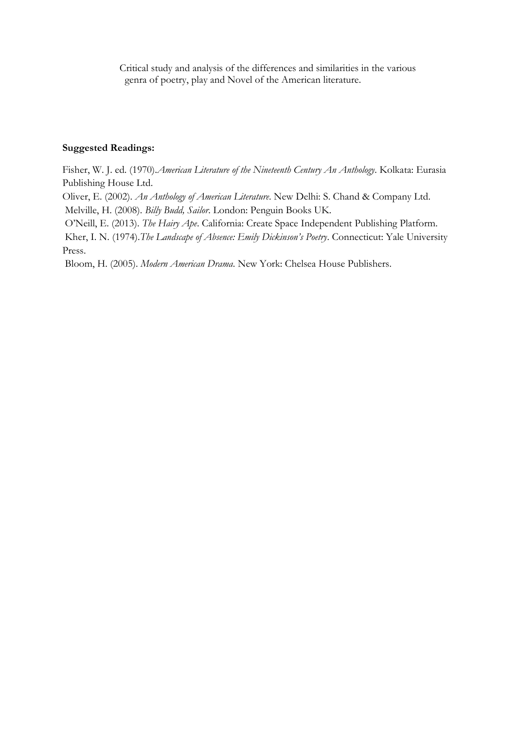Critical study and analysis of the differences and similarities in the various genra of poetry, play and Novel of the American literature.

**Suggested Readings:**

Fisher, W. J. ed. (1970).*American Literature of the Nineteenth Century An Anthology*. Kolkata: Eurasia Publishing House Ltd.

Oliver, E. (2002). *An Anthology of American Literature*. New Delhi: S. Chand & Company Ltd.

Melville, H. (2008). *Billy Budd, Sailor*. London: Penguin Books UK.

O'Neill, E. (2013). *The Hairy Ape*. California: Create Space Independent Publishing Platform.

Kher, I. N. (1974).*The Landscape of Absence: Emily Dickinson's Poetry*. Connecticut: Yale University Press.

Bloom, H. (2005). *Modern American Drama*. New York: Chelsea House Publishers.